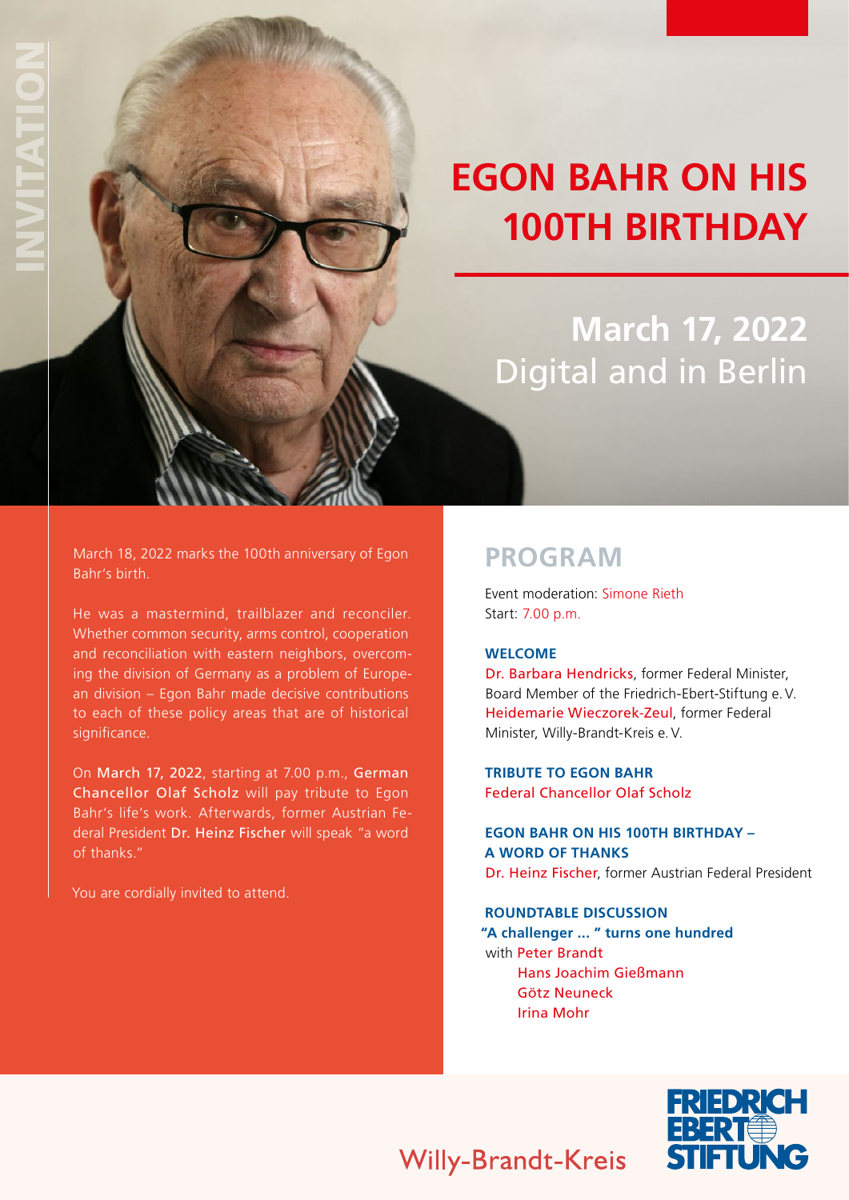INVITATION

# EGON BAHR ON HIS 100TH BIRTHDAY

## March 17, 2022
Digital and in Berlin

March 18, 2022 marks the 100th anniversary of Egon Bahr's birth.

He was a mastermind, trailblazer and reconciler. Whether common security, arms control, cooperation and reconciliation with eastern neighbors, overcoming the division of Germany as a problem of European division – Egon Bahr made decisive contributions to each of these policy areas that are of historical significance.

On March 17, 2022, starting at 7.00 p.m., German Chancellor Olaf Scholz will pay tribute to Egon Bahr's life's work. Afterwards, former Austrian Federal President Dr. Heinz Fischer will speak "a word of thanks."

You are cordially invited to attend.

## PROGRAM

Event moderation: Simone Rieth
Start: 7.00 p.m.

**WELCOME**
Dr. Barbara Hendricks, former Federal Minister, Board Member of the Friedrich-Ebert-Stiftung e. V.
Heidemarie Wieczorek-Zeul, former Federal Minister, Willy-Brandt-Kreis e. V.

**TRIBUTE TO EGON BAHR**
Federal Chancellor Olaf Scholz

**EGON BAHR ON HIS 100TH BIRTHDAY – A WORD OF THANKS**
Dr. Heinz Fischer, former Austrian Federal President

**ROUNDTABLE DISCUSSION**
**"A challenger ... " turns one hundred**
with Peter Brandt
Hans Joachim Gießmann
Götz Neuneck
Irina Mohr

Willy-Brandt-Kreis

FRIEDRICH EBERT STIFTUNG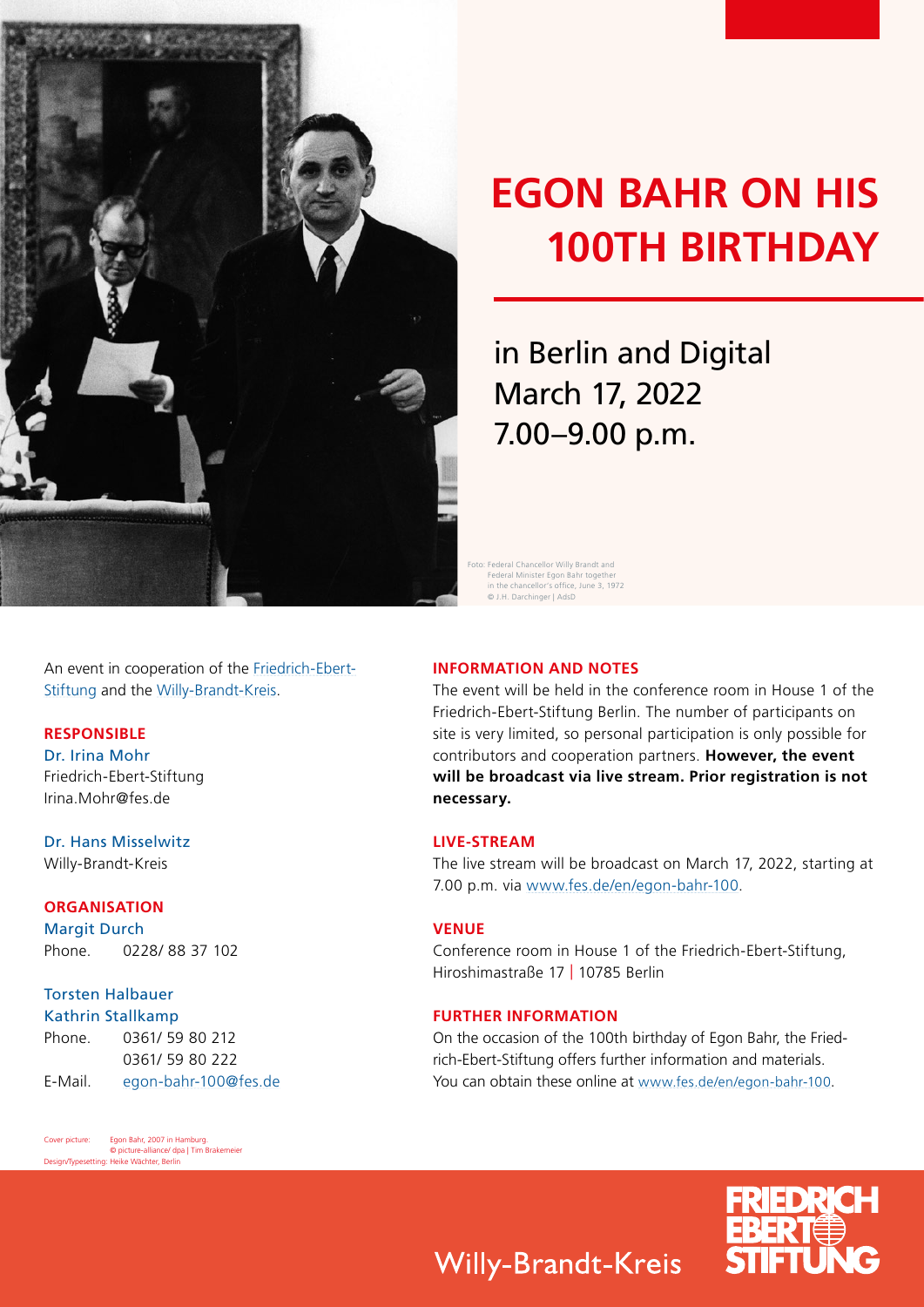# EGON BAHR ON HIS 100TH BIRTHDAY

in Berlin and Digital
March 17, 2022
7.00–9.00 p.m.

Foto: Federal Chancellor Willy Brandt and Federal Minister Egon Bahr together in the chancellor's office, June 3, 1972
© J.H. Darchinger | AdsD

An event in cooperation of the Friedrich-Ebert-Stiftung and the Willy-Brandt-Kreis.

### RESPONSIBLE

Dr. Irina Mohr
Friedrich-Ebert-Stiftung
Irina.Mohr@fes.de

Dr. Hans Misselwitz
Willy-Brandt-Kreis

### ORGANISATION

Margit Durch
Phone. 0228/ 88 37 102

Torsten Halbauer
Kathrin Stallkamp
Phone. 0361/ 59 80 212
0361/ 59 80 222
E-Mail. egon-bahr-100@fes.de

### INFORMATION AND NOTES

The event will be held in the conference room in House 1 of the Friedrich-Ebert-Stiftung Berlin. The number of participants on site is very limited, so personal participation is only possible for contributors and cooperation partners. **However, the event will be broadcast via live stream. Prior registration is not necessary.**

### LIVE-STREAM

The live stream will be broadcast on March 17, 2022, starting at 7.00 p.m. via www.fes.de/en/egon-bahr-100.

### VENUE

Conference room in House 1 of the Friedrich-Ebert-Stiftung, Hiroshimastraße 17 | 10785 Berlin

### FURTHER INFORMATION

On the occasion of the 100th birthday of Egon Bahr, the Friedrich-Ebert-Stiftung offers further information and materials. You can obtain these online at www.fes.de/en/egon-bahr-100.

Cover picture: Egon Bahr, 2007 in Hamburg.
© picture-alliance/ dpa | Tim Brakemeier
Design/Typesetting: Heike Wächter, Berlin

Willy-Brandt-Kreis

FRIEDRICH EBERT STIFTUNG